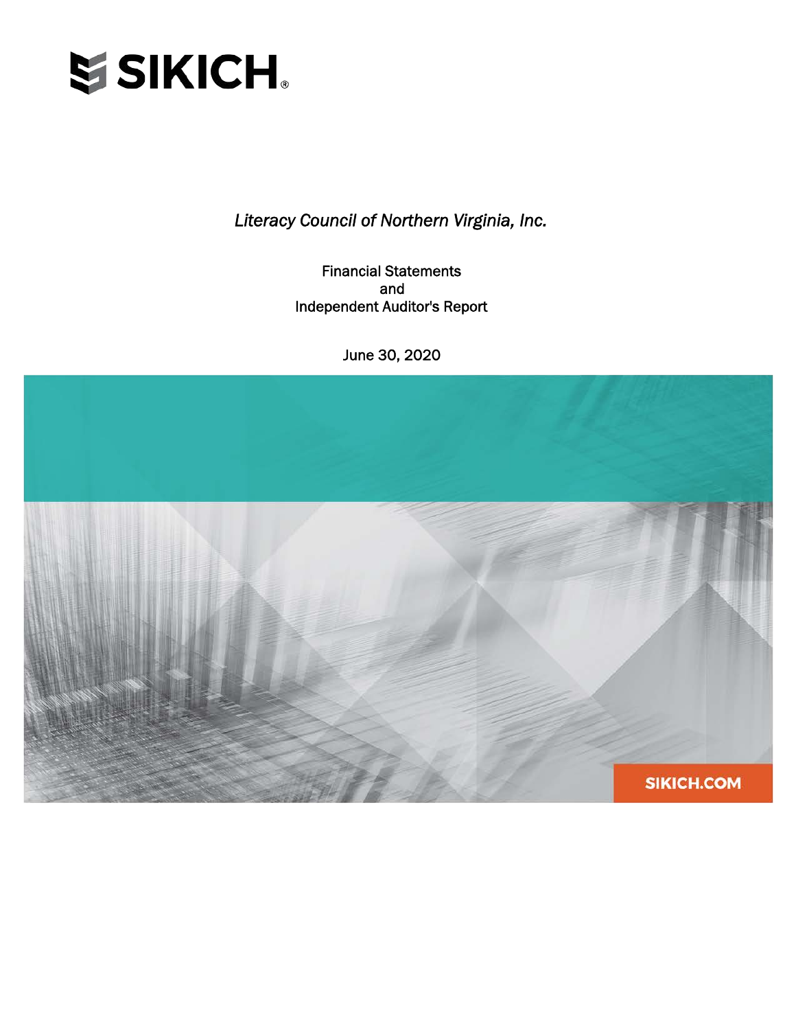SIKICH.

*Literacy Council of Northern Virginia, Inc.*

Financial Statements
and
Independent Auditor's Report

June 30, 2020

SIKICH.COM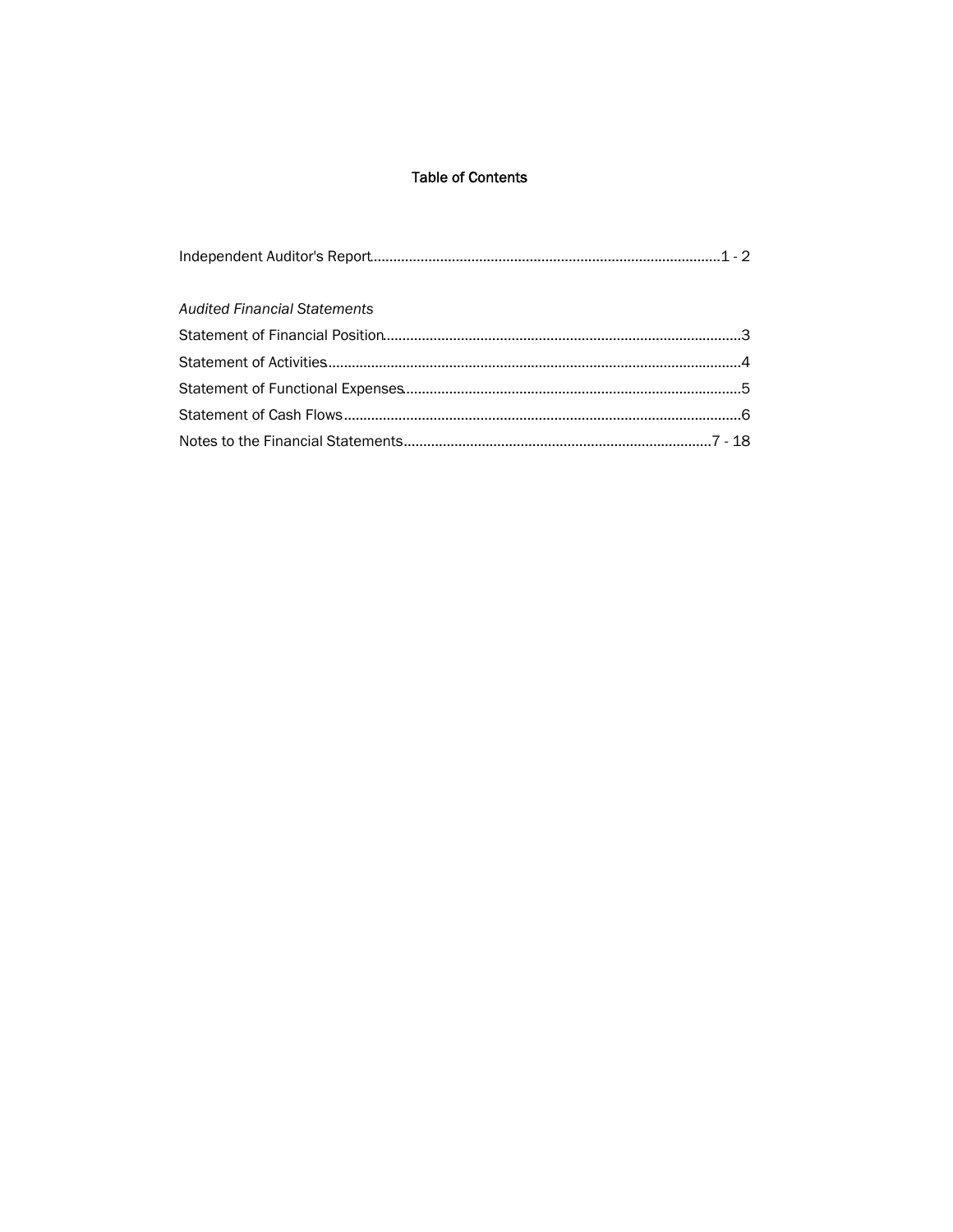# Table of Contents

| | |
|---|---|
| Independent Auditor's Report | 1 - 2 |
| *Audited Financial Statements* | |
| Statement of Financial Position | 3 |
| Statement of Activities | 4 |
| Statement of Functional Expenses | 5 |
| Statement of Cash Flows | 6 |
| Notes to the Financial Statements | 7 - 18 |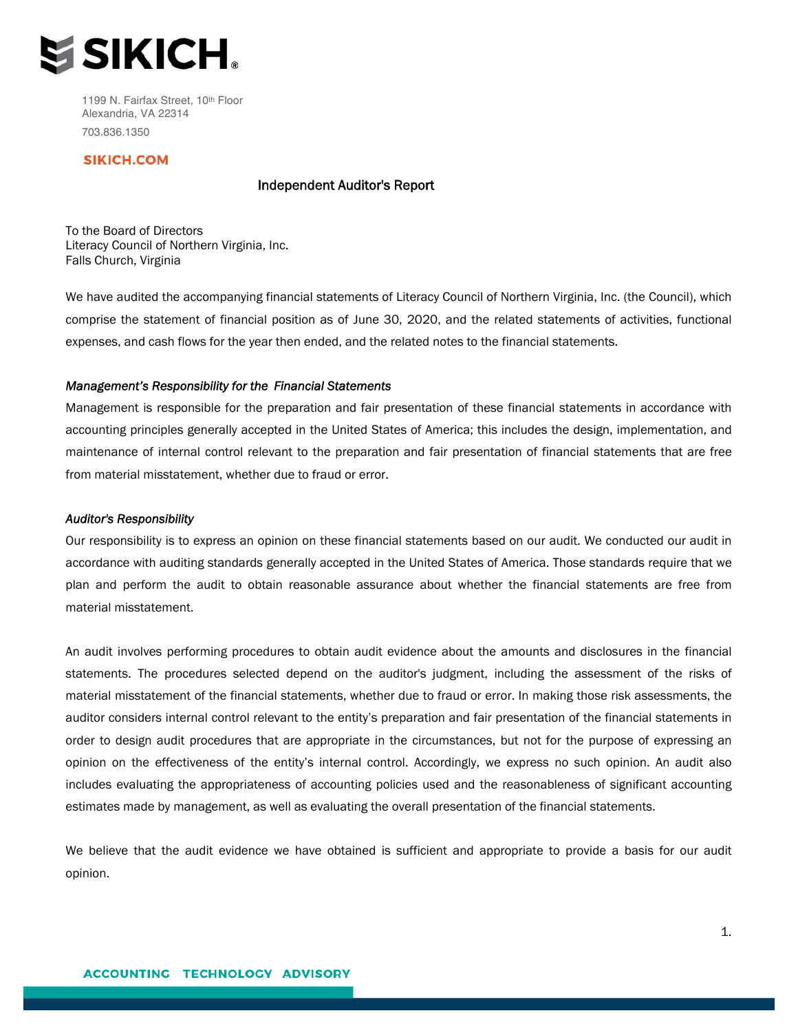SIKICH.

1199 N. Fairfax Street, 10th Floor
Alexandria, VA 22314
703.836.1350

SIKICH.COM

## Independent Auditor's Report

To the Board of Directors
Literacy Council of Northern Virginia, Inc.
Falls Church, Virginia

We have audited the accompanying financial statements of Literacy Council of Northern Virginia, Inc. (the Council), which comprise the statement of financial position as of June 30, 2020, and the related statements of activities, functional expenses, and cash flows for the year then ended, and the related notes to the financial statements.

### *Management's Responsibility for the Financial Statements*

Management is responsible for the preparation and fair presentation of these financial statements in accordance with accounting principles generally accepted in the United States of America; this includes the design, implementation, and maintenance of internal control relevant to the preparation and fair presentation of financial statements that are free from material misstatement, whether due to fraud or error.

### *Auditor's Responsibility*

Our responsibility is to express an opinion on these financial statements based on our audit. We conducted our audit in accordance with auditing standards generally accepted in the United States of America. Those standards require that we plan and perform the audit to obtain reasonable assurance about whether the financial statements are free from material misstatement.

An audit involves performing procedures to obtain audit evidence about the amounts and disclosures in the financial statements. The procedures selected depend on the auditor's judgment, including the assessment of the risks of material misstatement of the financial statements, whether due to fraud or error. In making those risk assessments, the auditor considers internal control relevant to the entity's preparation and fair presentation of the financial statements in order to design audit procedures that are appropriate in the circumstances, but not for the purpose of expressing an opinion on the effectiveness of the entity's internal control. Accordingly, we express no such opinion. An audit also includes evaluating the appropriateness of accounting policies used and the reasonableness of significant accounting estimates made by management, as well as evaluating the overall presentation of the financial statements.

We believe that the audit evidence we have obtained is sufficient and appropriate to provide a basis for our audit opinion.

ACCOUNTING TECHNOLOGY ADVISORY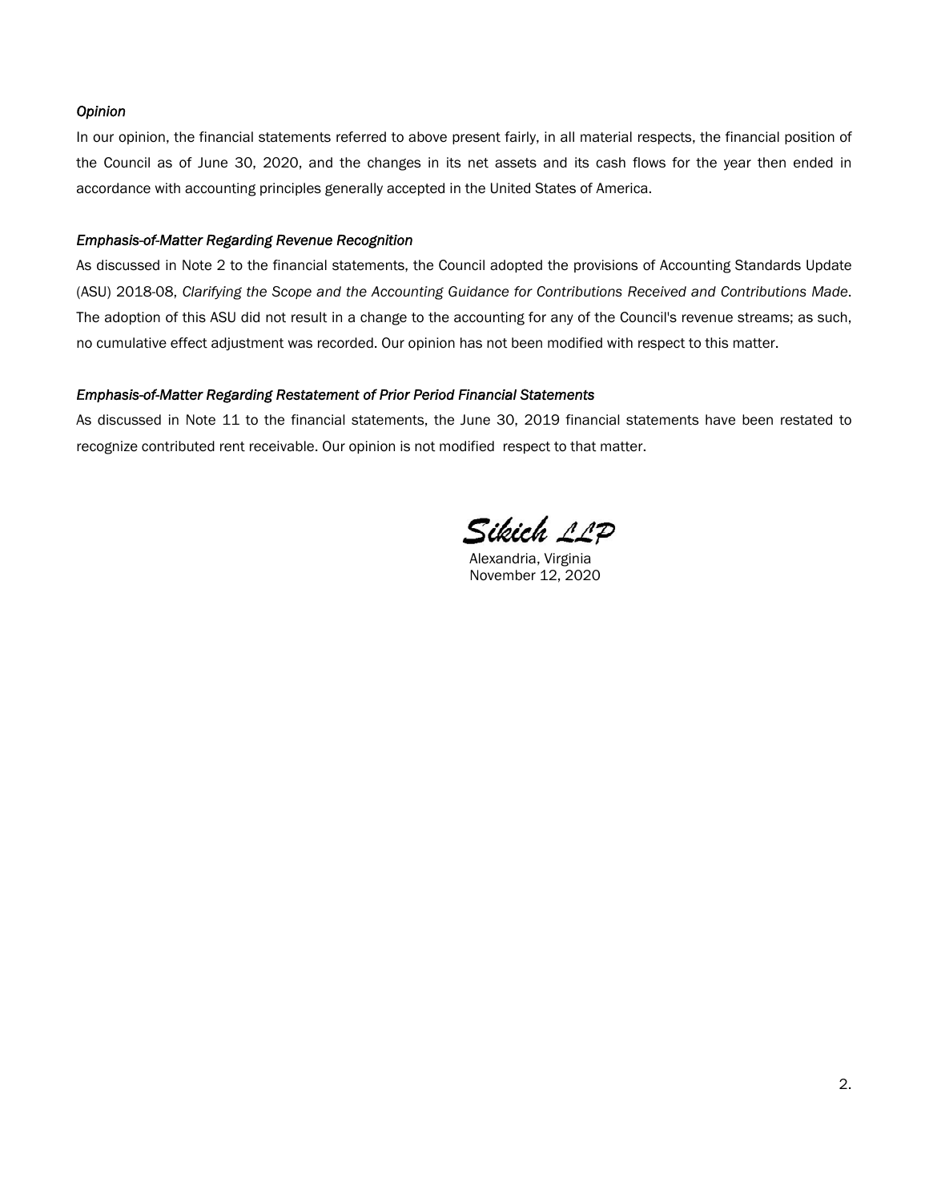*Opinion*

In our opinion, the financial statements referred to above present fairly, in all material respects, the financial position of the Council as of June 30, 2020, and the changes in its net assets and its cash flows for the year then ended in accordance with accounting principles generally accepted in the United States of America.

*Emphasis-of-Matter Regarding Revenue Recognition*

As discussed in Note 2 to the financial statements, the Council adopted the provisions of Accounting Standards Update (ASU) 2018-08, *Clarifying the Scope and the Accounting Guidance for Contributions Received and Contributions Made*. The adoption of this ASU did not result in a change to the accounting for any of the Council's revenue streams; as such, no cumulative effect adjustment was recorded. Our opinion has not been modified with respect to this matter.

*Emphasis-of-Matter Regarding Restatement of Prior Period Financial Statements*

As discussed in Note 11 to the financial statements, the June 30, 2019 financial statements have been restated to recognize contributed rent receivable. Our opinion is not modified  respect to that matter.

Sikich LLP

Alexandria, Virginia
November 12, 2020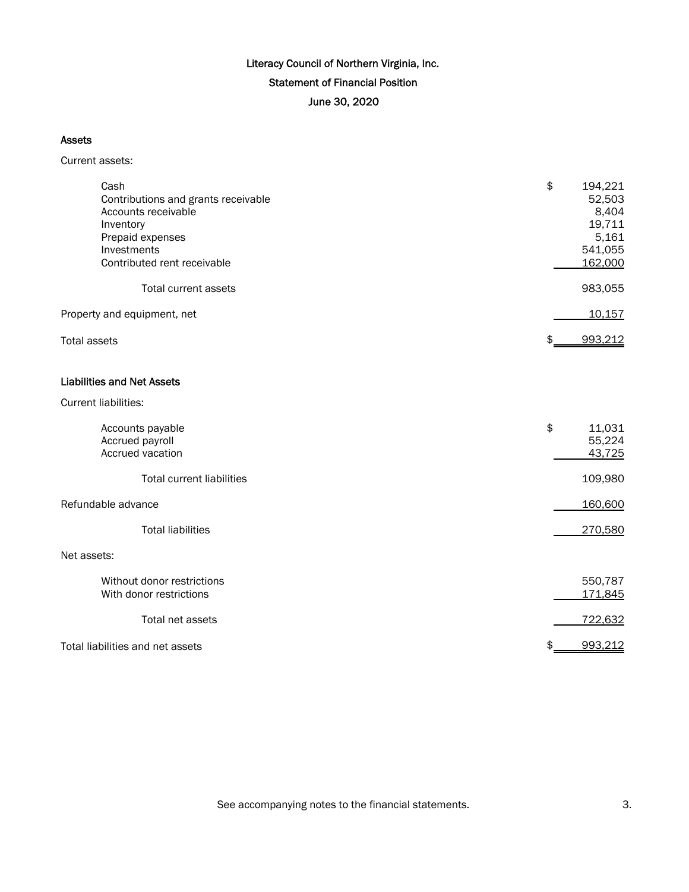# Literacy Council of Northern Virginia, Inc.

## Statement of Financial Position

### June 30, 2020

| | |
|---|---|
| **Assets** | |
| Current assets: | |
| Cash | $ 194,221 |
| Contributions and grants receivable | 52,503 |
| Accounts receivable | 8,404 |
| Inventory | 19,711 |
| Prepaid expenses | 5,161 |
| Investments | 541,055 |
| Contributed rent receivable | 162,000 |
| Total current assets | 983,055 |
| Property and equipment, net | 10,157 |
| Total assets | $ 993,212 |
| **Liabilities and Net Assets** | |
| Current liabilities: | |
| Accounts payable | $ 11,031 |
| Accrued payroll | 55,224 |
| Accrued vacation | 43,725 |
| Total current liabilities | 109,980 |
| Refundable advance | 160,600 |
| Total liabilities | 270,580 |
| Net assets: | |
| Without donor restrictions | 550,787 |
| With donor restrictions | 171,845 |
| Total net assets | 722,632 |
| Total liabilities and net assets | $ 993,212 |

See accompanying notes to the financial statements.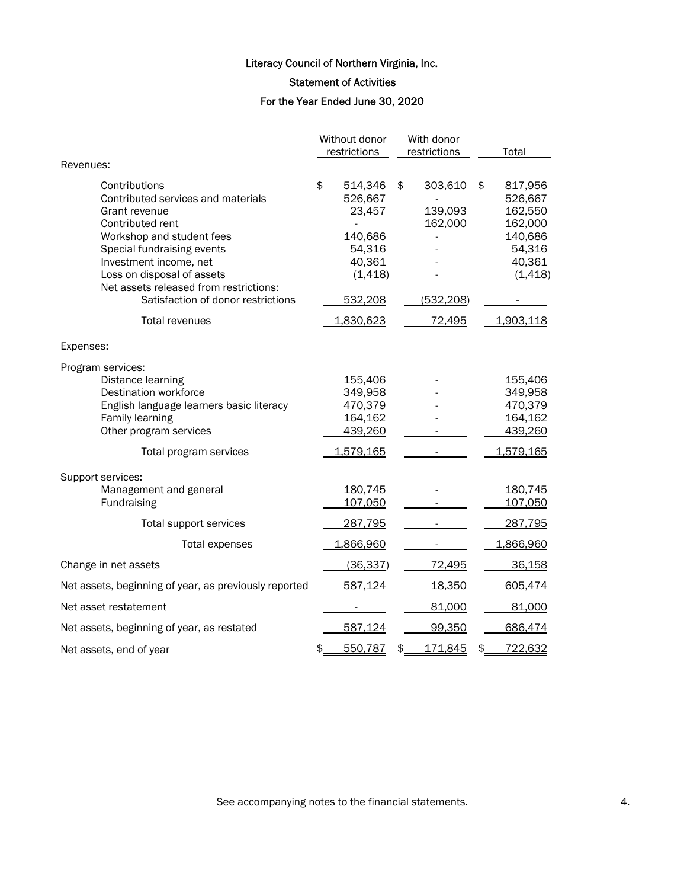# Literacy Council of Northern Virginia, Inc.

## Statement of Activities

### For the Year Ended June 30, 2020

| | Without donor restrictions | With donor restrictions | Total |
|---|---|---|---|
| **Revenues:** | | | |
| Contributions | $ 514,346 | $ 303,610 | $ 817,956 |
| Contributed services and materials | 526,667 | - | 526,667 |
| Grant revenue | 23,457 | 139,093 | 162,550 |
| Contributed rent | - | 162,000 | 162,000 |
| Workshop and student fees | 140,686 | - | 140,686 |
| Special fundraising events | 54,316 | - | 54,316 |
| Investment income, net | 40,361 | - | 40,361 |
| Loss on disposal of assets | (1,418) | - | (1,418) |
| Net assets released from restrictions: | | | |
| Satisfaction of donor restrictions | 532,208 | (532,208) | - |
| Total revenues | 1,830,623 | 72,495 | 1,903,118 |
| **Expenses:** | | | |
| Program services: | | | |
| Distance learning | 155,406 | - | 155,406 |
| Destination workforce | 349,958 | - | 349,958 |
| English language learners basic literacy | 470,379 | - | 470,379 |
| Family learning | 164,162 | - | 164,162 |
| Other program services | 439,260 | - | 439,260 |
| Total program services | 1,579,165 | - | 1,579,165 |
| Support services: | | | |
| Management and general | 180,745 | - | 180,745 |
| Fundraising | 107,050 | - | 107,050 |
| Total support services | 287,795 | - | 287,795 |
| Total expenses | 1,866,960 | - | 1,866,960 |
| Change in net assets | (36,337) | 72,495 | 36,158 |
| Net assets, beginning of year, as previously reported | 587,124 | 18,350 | 605,474 |
| Net asset restatement | - | 81,000 | 81,000 |
| Net assets, beginning of year, as restated | 587,124 | 99,350 | 686,474 |
| Net assets, end of year | $ 550,787 | $ 171,845 | $ 722,632 |

See accompanying notes to the financial statements.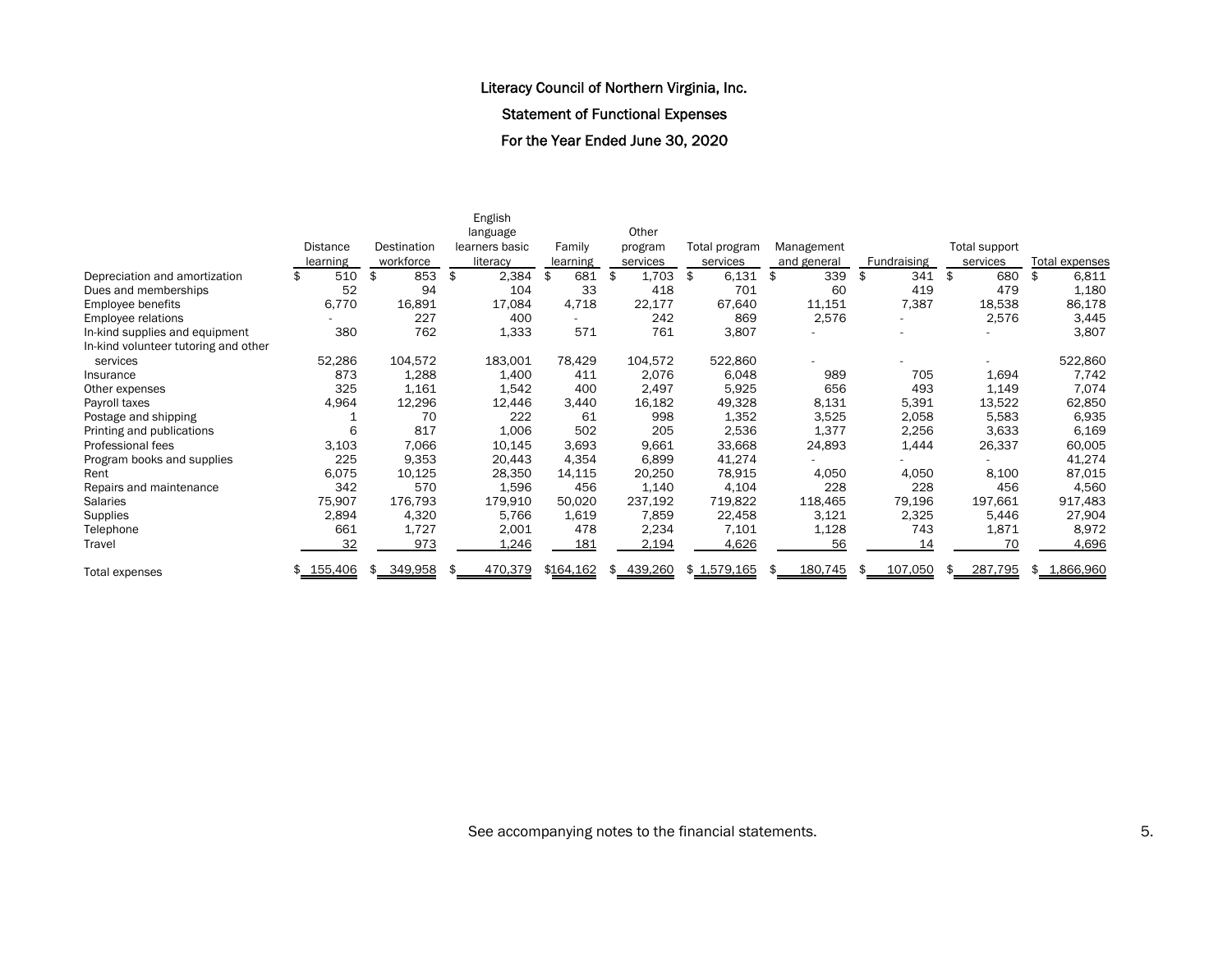# Literacy Council of Northern Virginia, Inc.

## Statement of Functional Expenses

### For the Year Ended June 30, 2020

| | Distance learning | Destination workforce | English language learners basic literacy | Family learning | Other program services | Total program services | Management and general | Fundraising | Total support services | Total expenses |
|---|---|---|---|---|---|---|---|---|---|---|
| Depreciation and amortization | $ 510 | $ 853 | $ 2,384 | $ 681 | $ 1,703 | $ 6,131 | $ 339 | $ 341 | $ 680 | $ 6,811 |
| Dues and memberships | 52 | 94 | 104 | 33 | 418 | 701 | 60 | 419 | 479 | 1,180 |
| Employee benefits | 6,770 | 16,891 | 17,084 | 4,718 | 22,177 | 67,640 | 11,151 | 7,387 | 18,538 | 86,178 |
| Employee relations | - | 227 | 400 | - | 242 | 869 | 2,576 | - | 2,576 | 3,445 |
| In-kind supplies and equipment | 380 | 762 | 1,333 | 571 | 761 | 3,807 | - | - | - | 3,807 |
| In-kind volunteer tutoring and other services | 52,286 | 104,572 | 183,001 | 78,429 | 104,572 | 522,860 | - | - | - | 522,860 |
| Insurance | 873 | 1,288 | 1,400 | 411 | 2,076 | 6,048 | 989 | 705 | 1,694 | 7,742 |
| Other expenses | 325 | 1,161 | 1,542 | 400 | 2,497 | 5,925 | 656 | 493 | 1,149 | 7,074 |
| Payroll taxes | 4,964 | 12,296 | 12,446 | 3,440 | 16,182 | 49,328 | 8,131 | 5,391 | 13,522 | 62,850 |
| Postage and shipping | 1 | 70 | 222 | 61 | 998 | 1,352 | 3,525 | 2,058 | 5,583 | 6,935 |
| Printing and publications | 6 | 817 | 1,006 | 502 | 205 | 2,536 | 1,377 | 2,256 | 3,633 | 6,169 |
| Professional fees | 3,103 | 7,066 | 10,145 | 3,693 | 9,661 | 33,668 | 24,893 | 1,444 | 26,337 | 60,005 |
| Program books and supplies | 225 | 9,353 | 20,443 | 4,354 | 6,899 | 41,274 | - | - | - | 41,274 |
| Rent | 6,075 | 10,125 | 28,350 | 14,115 | 20,250 | 78,915 | 4,050 | 4,050 | 8,100 | 87,015 |
| Repairs and maintenance | 342 | 570 | 1,596 | 456 | 1,140 | 4,104 | 228 | 228 | 456 | 4,560 |
| Salaries | 75,907 | 176,793 | 179,910 | 50,020 | 237,192 | 719,822 | 118,465 | 79,196 | 197,661 | 917,483 |
| Supplies | 2,894 | 4,320 | 5,766 | 1,619 | 7,859 | 22,458 | 3,121 | 2,325 | 5,446 | 27,904 |
| Telephone | 661 | 1,727 | 2,001 | 478 | 2,234 | 7,101 | 1,128 | 743 | 1,871 | 8,972 |
| Travel | 32 | 973 | 1,246 | 181 | 2,194 | 4,626 | 56 | 14 | 70 | 4,696 |
| Total expenses | $ 155,406 | $ 349,958 | $ 470,379 | $164,162 | $ 439,260 | $ 1,579,165 | $ 180,745 | $ 107,050 | $ 287,795 | $ 1,866,960 |

See accompanying notes to the financial statements.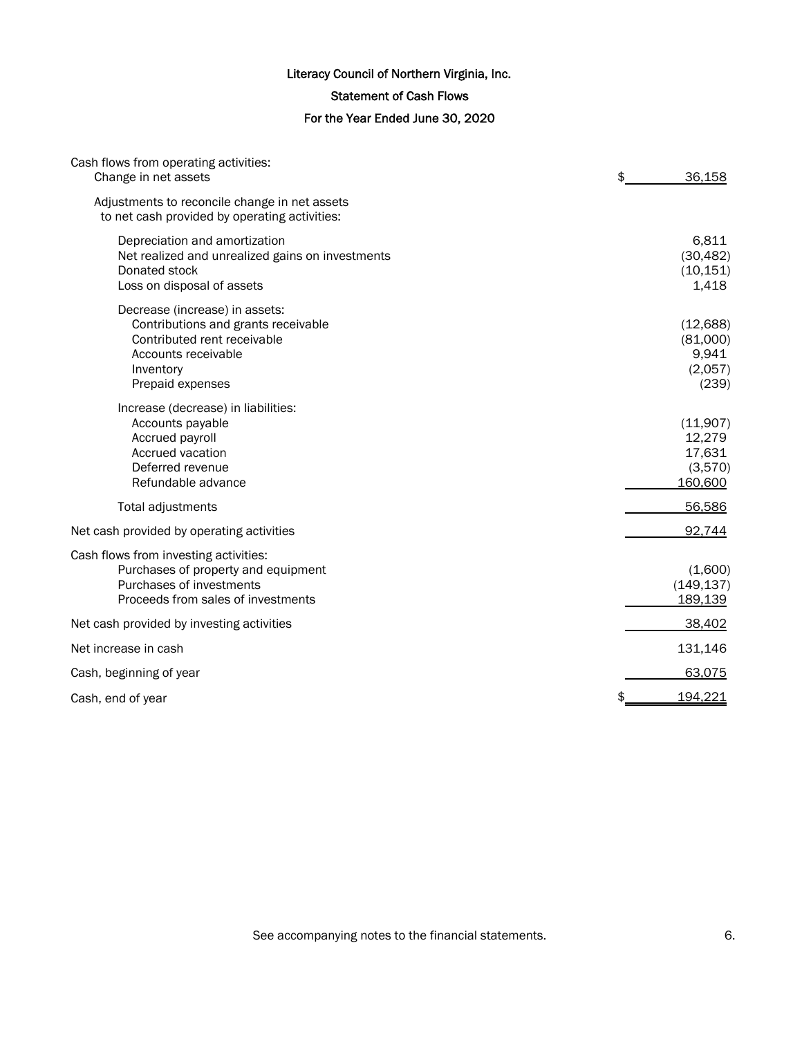# Literacy Council of Northern Virginia, Inc.

## Statement of Cash Flows

### For the Year Ended June 30, 2020

| | |
|---|---|
| Cash flows from operating activities: | |
| Change in net assets | $ 36,158 |
| Adjustments to reconcile change in net assets to net cash provided by operating activities: | |
| Depreciation and amortization | 6,811 |
| Net realized and unrealized gains on investments | (30,482) |
| Donated stock | (10,151) |
| Loss on disposal of assets | 1,418 |
| Decrease (increase) in assets: | |
| Contributions and grants receivable | (12,688) |
| Contributed rent receivable | (81,000) |
| Accounts receivable | 9,941 |
| Inventory | (2,057) |
| Prepaid expenses | (239) |
| Increase (decrease) in liabilities: | |
| Accounts payable | (11,907) |
| Accrued payroll | 12,279 |
| Accrued vacation | 17,631 |
| Deferred revenue | (3,570) |
| Refundable advance | 160,600 |
| Total adjustments | 56,586 |
| Net cash provided by operating activities | 92,744 |
| Cash flows from investing activities: | |
| Purchases of property and equipment | (1,600) |
| Purchases of investments | (149,137) |
| Proceeds from sales of investments | 189,139 |
| Net cash provided by investing activities | 38,402 |
| Net increase in cash | 131,146 |
| Cash, beginning of year | 63,075 |
| Cash, end of year | $ 194,221 |

See accompanying notes to the financial statements.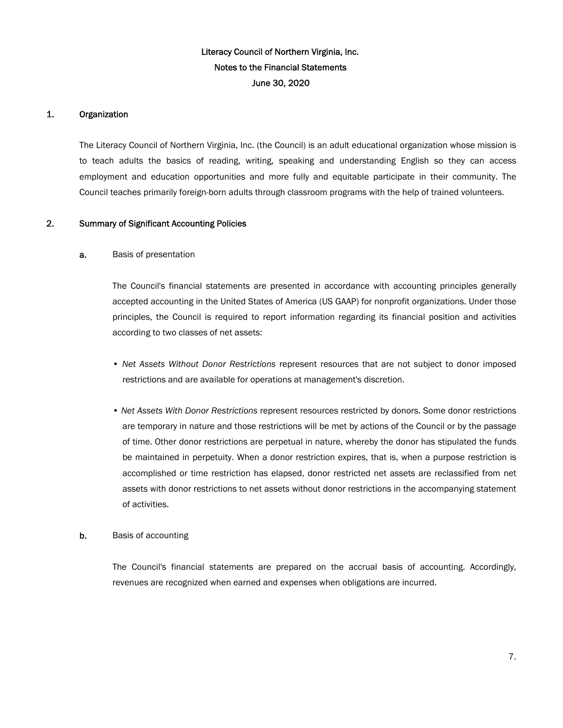# Literacy Council of Northern Virginia, Inc.
## Notes to the Financial Statements
## June 30, 2020

## 1. Organization

The Literacy Council of Northern Virginia, Inc. (the Council) is an adult educational organization whose mission is to teach adults the basics of reading, writing, speaking and understanding English so they can access employment and education opportunities and more fully and equitable participate in their community. The Council teaches primarily foreign-born adults through classroom programs with the help of trained volunteers.

## 2. Summary of Significant Accounting Policies

### a. Basis of presentation

The Council's financial statements are presented in accordance with accounting principles generally accepted accounting in the United States of America (US GAAP) for nonprofit organizations. Under those principles, the Council is required to report information regarding its financial position and activities according to two classes of net assets:

- *Net Assets Without Donor Restrictions* represent resources that are not subject to donor imposed restrictions and are available for operations at management's discretion.

- *Net Assets With Donor Restrictions* represent resources restricted by donors. Some donor restrictions are temporary in nature and those restrictions will be met by actions of the Council or by the passage of time. Other donor restrictions are perpetual in nature, whereby the donor has stipulated the funds be maintained in perpetuity. When a donor restriction expires, that is, when a purpose restriction is accomplished or time restriction has elapsed, donor restricted net assets are reclassified from net assets with donor restrictions to net assets without donor restrictions in the accompanying statement of activities.

### b. Basis of accounting

The Council's financial statements are prepared on the accrual basis of accounting. Accordingly, revenues are recognized when earned and expenses when obligations are incurred.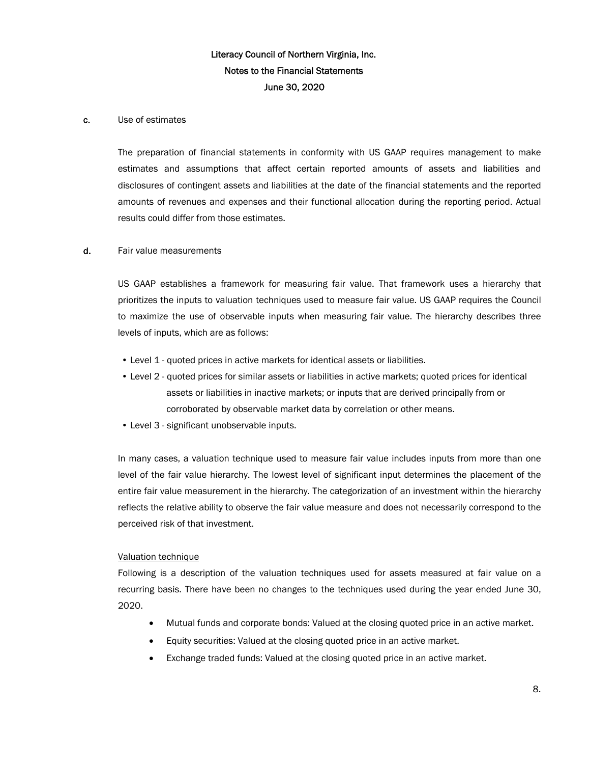**c.** Use of estimates

The preparation of financial statements in conformity with US GAAP requires management to make estimates and assumptions that affect certain reported amounts of assets and liabilities and disclosures of contingent assets and liabilities at the date of the financial statements and the reported amounts of revenues and expenses and their functional allocation during the reporting period. Actual results could differ from those estimates.

**d.** Fair value measurements

US GAAP establishes a framework for measuring fair value. That framework uses a hierarchy that prioritizes the inputs to valuation techniques used to measure fair value. US GAAP requires the Council to maximize the use of observable inputs when measuring fair value. The hierarchy describes three levels of inputs, which are as follows:

- Level 1 - quoted prices in active markets for identical assets or liabilities.
- Level 2 - quoted prices for similar assets or liabilities in active markets; quoted prices for identical assets or liabilities in inactive markets; or inputs that are derived principally from or corroborated by observable market data by correlation or other means.
- Level 3 - significant unobservable inputs.

In many cases, a valuation technique used to measure fair value includes inputs from more than one level of the fair value hierarchy. The lowest level of significant input determines the placement of the entire fair value measurement in the hierarchy. The categorization of an investment within the hierarchy reflects the relative ability to observe the fair value measure and does not necessarily correspond to the perceived risk of that investment.

<u>Valuation technique</u>

Following is a description of the valuation techniques used for assets measured at fair value on a recurring basis. There have been no changes to the techniques used during the year ended June 30, 2020.

- Mutual funds and corporate bonds: Valued at the closing quoted price in an active market.
- Equity securities: Valued at the closing quoted price in an active market.
- Exchange traded funds: Valued at the closing quoted price in an active market.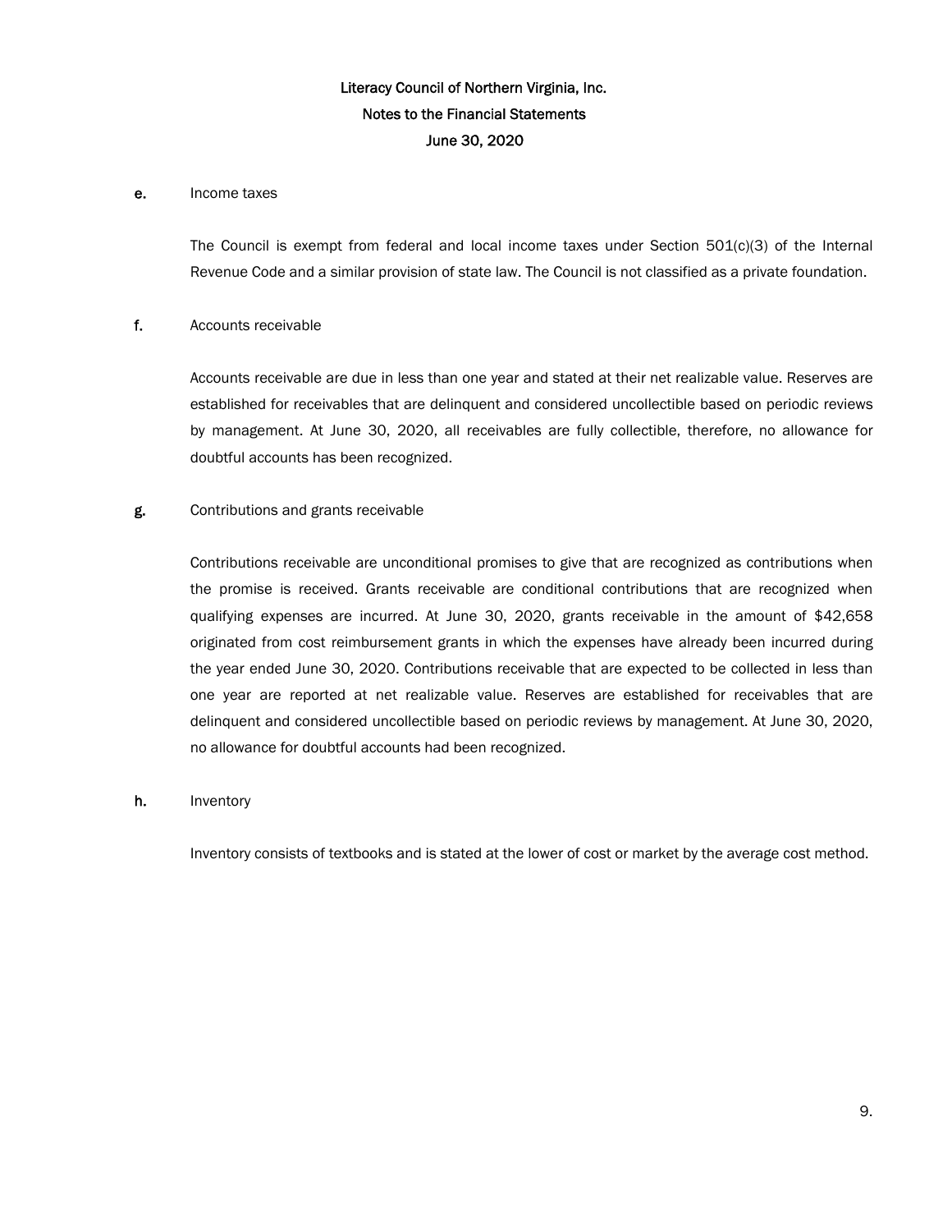Literacy Council of Northern Virginia, Inc.
Notes to the Financial Statements
June 30, 2020

**e.** Income taxes

The Council is exempt from federal and local income taxes under Section 501(c)(3) of the Internal Revenue Code and a similar provision of state law. The Council is not classified as a private foundation.

**f.** Accounts receivable

Accounts receivable are due in less than one year and stated at their net realizable value. Reserves are established for receivables that are delinquent and considered uncollectible based on periodic reviews by management. At June 30, 2020, all receivables are fully collectible, therefore, no allowance for doubtful accounts has been recognized.

**g.** Contributions and grants receivable

Contributions receivable are unconditional promises to give that are recognized as contributions when the promise is received. Grants receivable are conditional contributions that are recognized when qualifying expenses are incurred. At June 30, 2020, grants receivable in the amount of $42,658 originated from cost reimbursement grants in which the expenses have already been incurred during the year ended June 30, 2020. Contributions receivable that are expected to be collected in less than one year are reported at net realizable value. Reserves are established for receivables that are delinquent and considered uncollectible based on periodic reviews by management. At June 30, 2020, no allowance for doubtful accounts had been recognized.

**h.** Inventory

Inventory consists of textbooks and is stated at the lower of cost or market by the average cost method.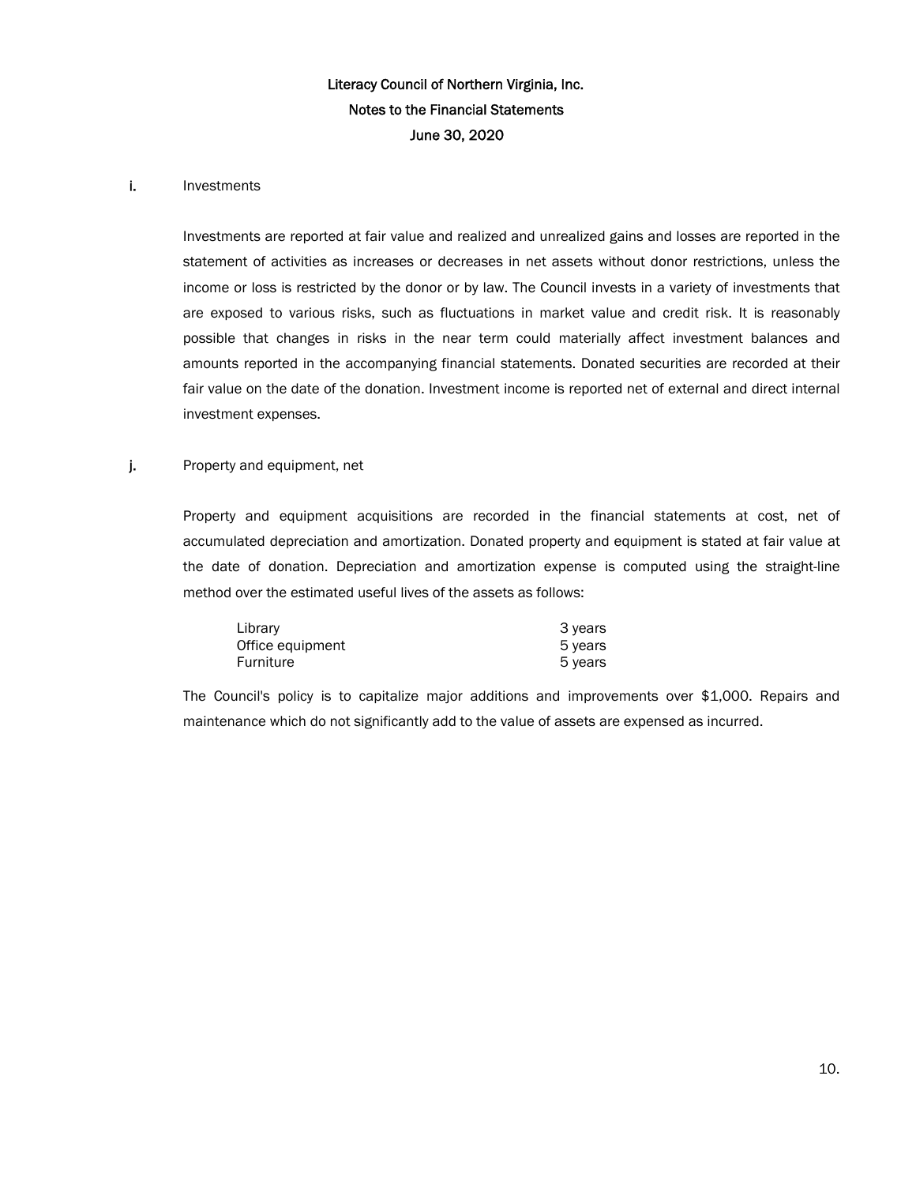Literacy Council of Northern Virginia, Inc.
Notes to the Financial Statements
June 30, 2020

**i.** Investments

Investments are reported at fair value and realized and unrealized gains and losses are reported in the statement of activities as increases or decreases in net assets without donor restrictions, unless the income or loss is restricted by the donor or by law. The Council invests in a variety of investments that are exposed to various risks, such as fluctuations in market value and credit risk. It is reasonably possible that changes in risks in the near term could materially affect investment balances and amounts reported in the accompanying financial statements. Donated securities are recorded at their fair value on the date of the donation. Investment income is reported net of external and direct internal investment expenses.

**j.** Property and equipment, net

Property and equipment acquisitions are recorded in the financial statements at cost, net of accumulated depreciation and amortization. Donated property and equipment is stated at fair value at the date of donation. Depreciation and amortization expense is computed using the straight-line method over the estimated useful lives of the assets as follows:

| | |
|---|---|
| Library | 3 years |
| Office equipment | 5 years |
| Furniture | 5 years |

The Council's policy is to capitalize major additions and improvements over $1,000. Repairs and maintenance which do not significantly add to the value of assets are expensed as incurred.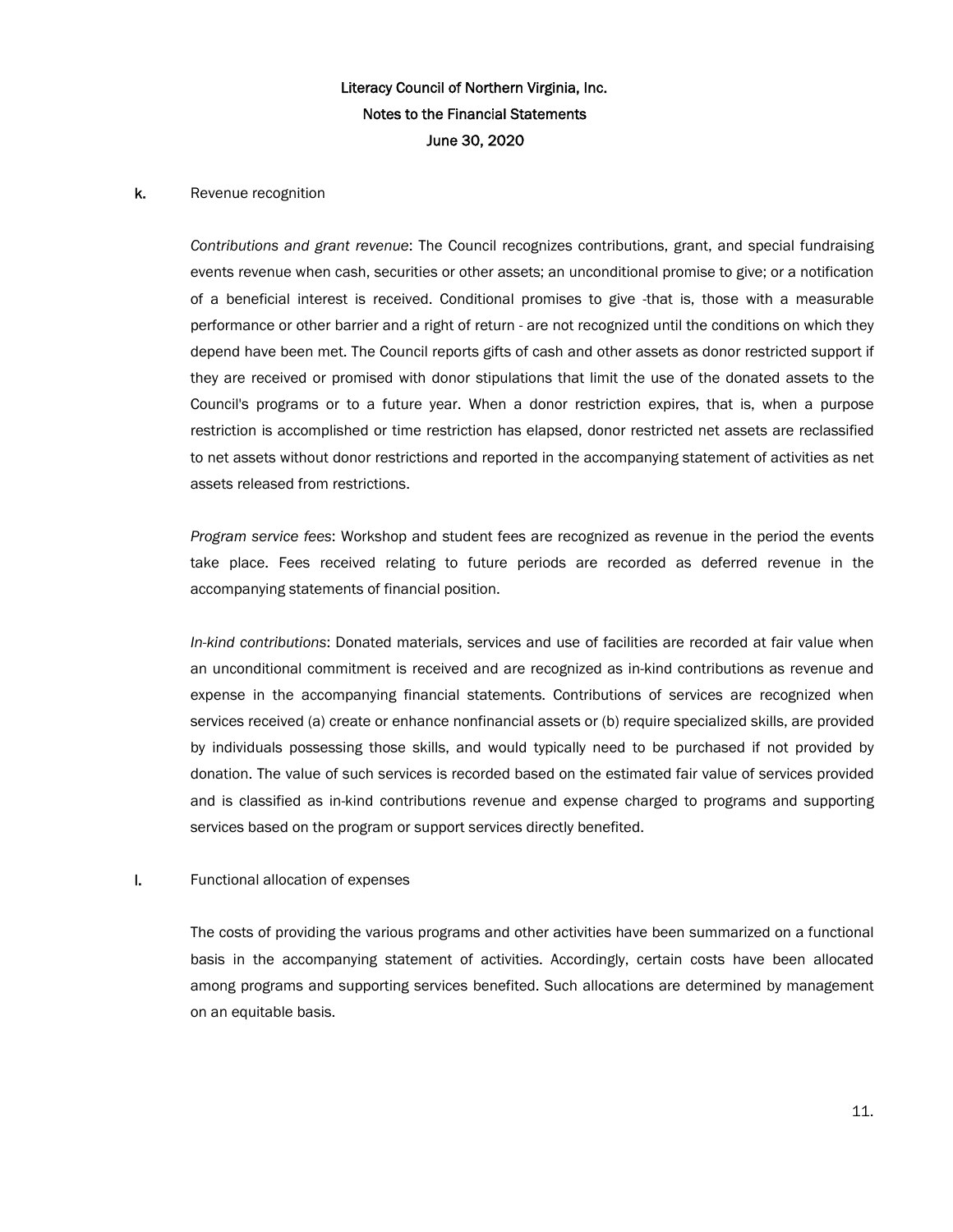Literacy Council of Northern Virginia, Inc.
Notes to the Financial Statements
June 30, 2020

**k.** Revenue recognition

*Contributions and grant revenue*: The Council recognizes contributions, grant, and special fundraising events revenue when cash, securities or other assets; an unconditional promise to give; or a notification of a beneficial interest is received. Conditional promises to give -that is, those with a measurable performance or other barrier and a right of return - are not recognized until the conditions on which they depend have been met. The Council reports gifts of cash and other assets as donor restricted support if they are received or promised with donor stipulations that limit the use of the donated assets to the Council's programs or to a future year. When a donor restriction expires, that is, when a purpose restriction is accomplished or time restriction has elapsed, donor restricted net assets are reclassified to net assets without donor restrictions and reported in the accompanying statement of activities as net assets released from restrictions.

*Program service fees*: Workshop and student fees are recognized as revenue in the period the events take place. Fees received relating to future periods are recorded as deferred revenue in the accompanying statements of financial position.

*In-kind contributions*: Donated materials, services and use of facilities are recorded at fair value when an unconditional commitment is received and are recognized as in-kind contributions as revenue and expense in the accompanying financial statements. Contributions of services are recognized when services received (a) create or enhance nonfinancial assets or (b) require specialized skills, are provided by individuals possessing those skills, and would typically need to be purchased if not provided by donation. The value of such services is recorded based on the estimated fair value of services provided and is classified as in-kind contributions revenue and expense charged to programs and supporting services based on the program or support services directly benefited.

**l.** Functional allocation of expenses

The costs of providing the various programs and other activities have been summarized on a functional basis in the accompanying statement of activities. Accordingly, certain costs have been allocated among programs and supporting services benefited. Such allocations are determined by management on an equitable basis.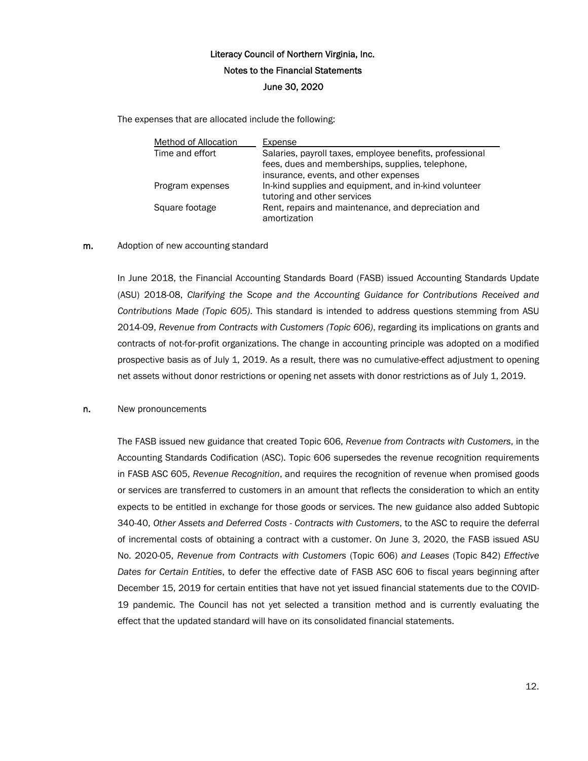The expenses that are allocated include the following:

| Method of Allocation | Expense |
|---|---|
| Time and effort | Salaries, payroll taxes, employee benefits, professional fees, dues and memberships, supplies, telephone, insurance, events, and other expenses |
| Program expenses | In-kind supplies and equipment, and in-kind volunteer tutoring and other services |
| Square footage | Rent, repairs and maintenance, and depreciation and amortization |

**m.** Adoption of new accounting standard

In June 2018, the Financial Accounting Standards Board (FASB) issued Accounting Standards Update (ASU) 2018-08, *Clarifying the Scope and the Accounting Guidance for Contributions Received and Contributions Made (Topic 605)*. This standard is intended to address questions stemming from ASU 2014-09, *Revenue from Contracts with Customers (Topic 606)*, regarding its implications on grants and contracts of not-for-profit organizations. The change in accounting principle was adopted on a modified prospective basis as of July 1, 2019. As a result, there was no cumulative-effect adjustment to opening net assets without donor restrictions or opening net assets with donor restrictions as of July 1, 2019.

**n.** New pronouncements

The FASB issued new guidance that created Topic 606, *Revenue from Contracts with Customers*, in the Accounting Standards Codification (ASC). Topic 606 supersedes the revenue recognition requirements in FASB ASC 605, *Revenue Recognition*, and requires the recognition of revenue when promised goods or services are transferred to customers in an amount that reflects the consideration to which an entity expects to be entitled in exchange for those goods or services. The new guidance also added Subtopic 340-40, *Other Assets and Deferred Costs - Contracts with Customers*, to the ASC to require the deferral of incremental costs of obtaining a contract with a customer. On June 3, 2020, the FASB issued ASU No. 2020-05, *Revenue from Contracts with Customers* (Topic 606) *and Leases* (Topic 842) *Effective Dates for Certain Entities*, to defer the effective date of FASB ASC 606 to fiscal years beginning after December 15, 2019 for certain entities that have not yet issued financial statements due to the COVID-19 pandemic. The Council has not yet selected a transition method and is currently evaluating the effect that the updated standard will have on its consolidated financial statements.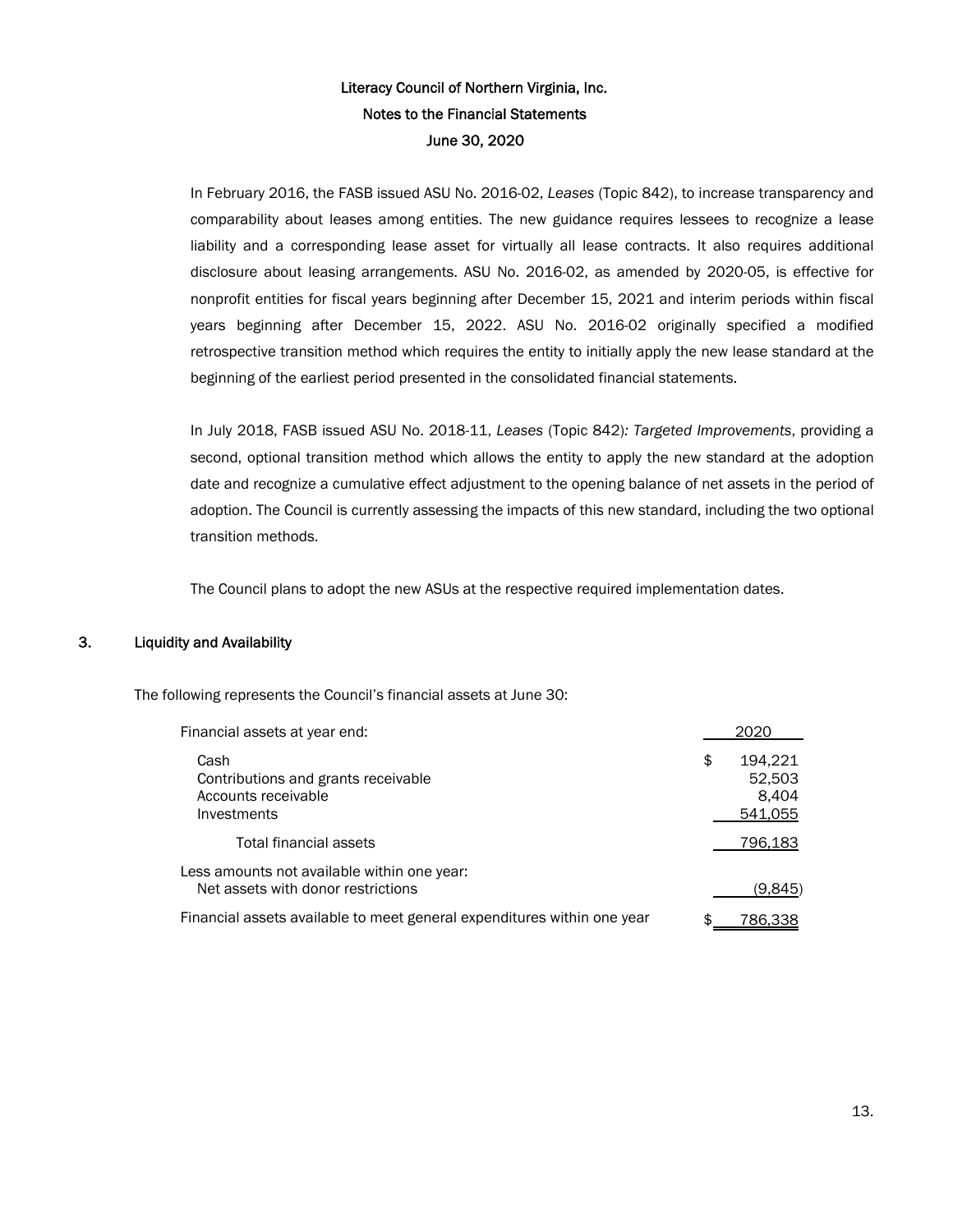In February 2016, the FASB issued ASU No. 2016-02, *Leases* (Topic 842), to increase transparency and comparability about leases among entities. The new guidance requires lessees to recognize a lease liability and a corresponding lease asset for virtually all lease contracts. It also requires additional disclosure about leasing arrangements. ASU No. 2016-02, as amended by 2020-05, is effective for nonprofit entities for fiscal years beginning after December 15, 2021 and interim periods within fiscal years beginning after December 15, 2022. ASU No. 2016-02 originally specified a modified retrospective transition method which requires the entity to initially apply the new lease standard at the beginning of the earliest period presented in the consolidated financial statements.

In July 2018, FASB issued ASU No. 2018-11, *Leases* (Topic 842)*: Targeted Improvements*, providing a second, optional transition method which allows the entity to apply the new standard at the adoption date and recognize a cumulative effect adjustment to the opening balance of net assets in the period of adoption. The Council is currently assessing the impacts of this new standard, including the two optional transition methods.

The Council plans to adopt the new ASUs at the respective required implementation dates.

## 3. Liquidity and Availability

The following represents the Council's financial assets at June 30:

| Financial assets at year end: | 2020 |
|---|---|
| Cash | $ 194,221 |
| Contributions and grants receivable | 52,503 |
| Accounts receivable | 8,404 |
| Investments | 541,055 |
| Total financial assets | 796,183 |
| Less amounts not available within one year: | |
| Net assets with donor restrictions | (9,845) |
| Financial assets available to meet general expenditures within one year | $ 786,338 |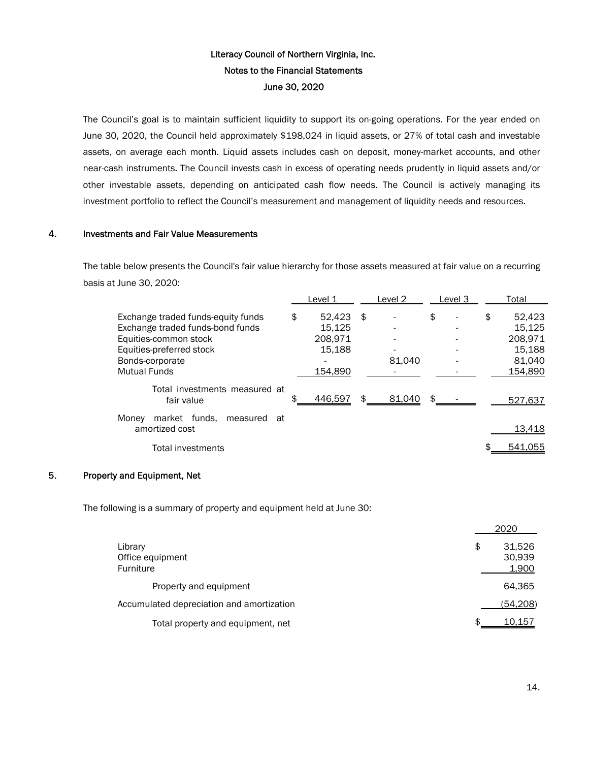Literacy Council of Northern Virginia, Inc.
Notes to the Financial Statements
June 30, 2020

The Council's goal is to maintain sufficient liquidity to support its on-going operations. For the year ended on June 30, 2020, the Council held approximately $198,024 in liquid assets, or 27% of total cash and investable assets, on average each month. Liquid assets includes cash on deposit, money-market accounts, and other near-cash instruments. The Council invests cash in excess of operating needs prudently in liquid assets and/or other investable assets, depending on anticipated cash flow needs. The Council is actively managing its investment portfolio to reflect the Council's measurement and management of liquidity needs and resources.

## 4. Investments and Fair Value Measurements

The table below presents the Council's fair value hierarchy for those assets measured at fair value on a recurring basis at June 30, 2020:

| | Level 1 | Level 2 | Level 3 | Total |
|---|---|---|---|---|
| Exchange traded funds-equity funds | $ 52,423 | $ - | $ - | $ 52,423 |
| Exchange traded funds-bond funds | 15,125 | - | - | 15,125 |
| Equities-common stock | 208,971 | - | - | 208,971 |
| Equities-preferred stock | 15,188 | - | - | 15,188 |
| Bonds-corporate | - | 81,040 | - | 81,040 |
| Mutual Funds | 154,890 | - | - | 154,890 |
| Total investments measured at fair value | $ 446,597 | $ 81,040 | $ - | 527,637 |
| Money market funds, measured at amortized cost | | | | 13,418 |
| Total investments | | | | $ 541,055 |

## 5. Property and Equipment, Net

The following is a summary of property and equipment held at June 30:

| | 2020 |
|---|---|
| Library | $ 31,526 |
| Office equipment | 30,939 |
| Furniture | 1,900 |
| Property and equipment | 64,365 |
| Accumulated depreciation and amortization | (54,208) |
| Total property and equipment, net | $ 10,157 |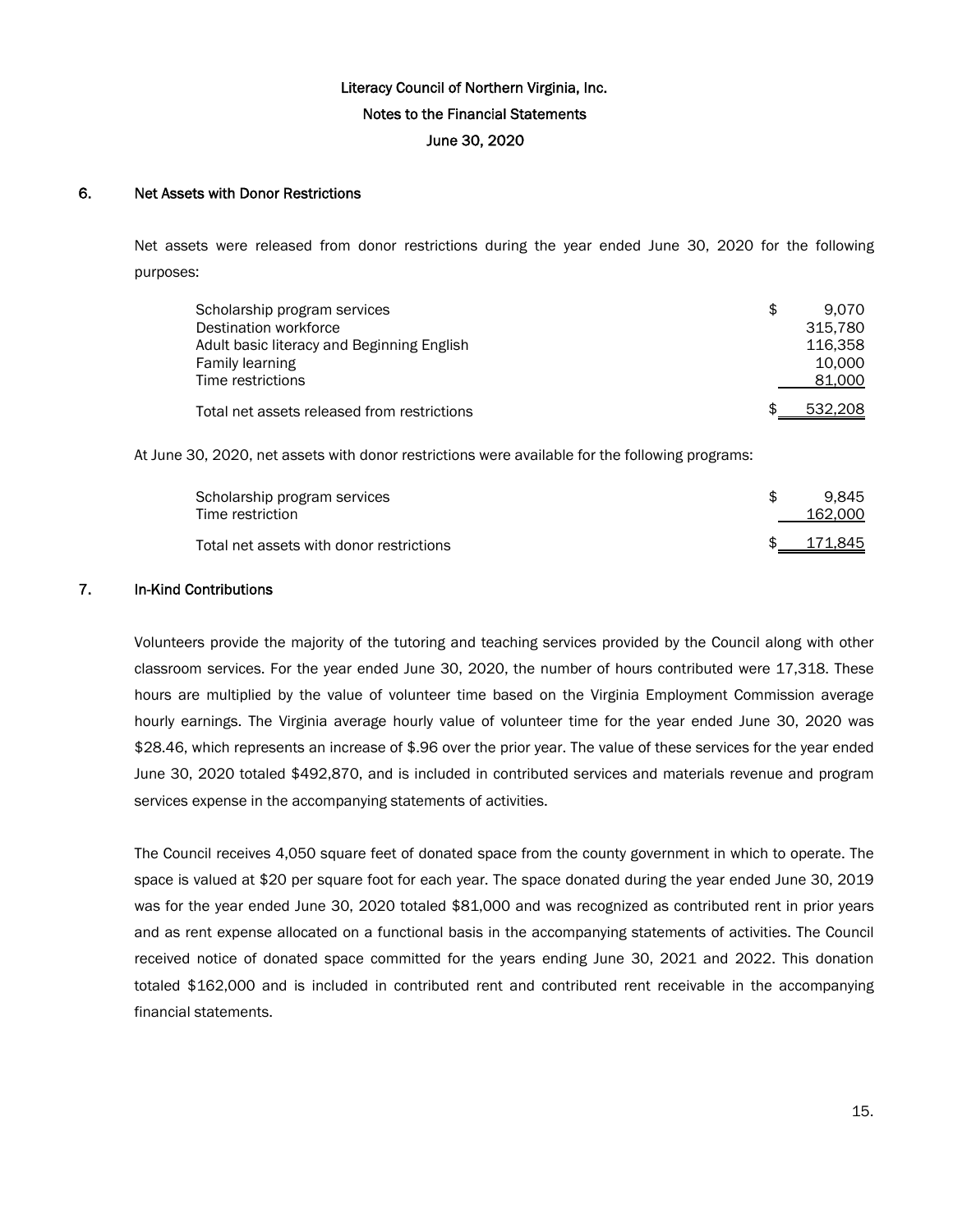Literacy Council of Northern Virginia, Inc.

Notes to the Financial Statements

June 30, 2020

## 6. Net Assets with Donor Restrictions

Net assets were released from donor restrictions during the year ended June 30, 2020 for the following purposes:

| | |
|---|---|
| Scholarship program services | $ 9,070 |
| Destination workforce | 315,780 |
| Adult basic literacy and Beginning English | 116,358 |
| Family learning | 10,000 |
| Time restrictions | 81,000 |
| Total net assets released from restrictions | $ 532,208 |

At June 30, 2020, net assets with donor restrictions were available for the following programs:

| | |
|---|---|
| Scholarship program services | $ 9,845 |
| Time restriction | 162,000 |
| Total net assets with donor restrictions | $ 171,845 |

## 7. In-Kind Contributions

Volunteers provide the majority of the tutoring and teaching services provided by the Council along with other classroom services. For the year ended June 30, 2020, the number of hours contributed were 17,318. These hours are multiplied by the value of volunteer time based on the Virginia Employment Commission average hourly earnings. The Virginia average hourly value of volunteer time for the year ended June 30, 2020 was $28.46, which represents an increase of $.96 over the prior year. The value of these services for the year ended June 30, 2020 totaled $492,870, and is included in contributed services and materials revenue and program services expense in the accompanying statements of activities.

The Council receives 4,050 square feet of donated space from the county government in which to operate. The space is valued at $20 per square foot for each year. The space donated during the year ended June 30, 2019 was for the year ended June 30, 2020 totaled $81,000 and was recognized as contributed rent in prior years and as rent expense allocated on a functional basis in the accompanying statements of activities. The Council received notice of donated space committed for the years ending June 30, 2021 and 2022. This donation totaled $162,000 and is included in contributed rent and contributed rent receivable in the accompanying financial statements.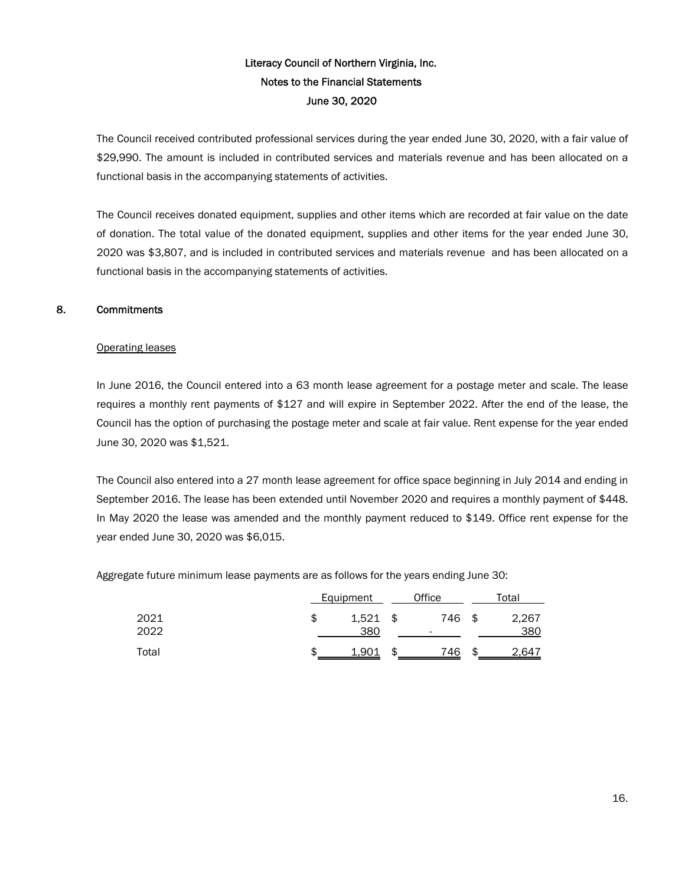The Council received contributed professional services during the year ended June 30, 2020, with a fair value of $29,990. The amount is included in contributed services and materials revenue and has been allocated on a functional basis in the accompanying statements of activities.

The Council receives donated equipment, supplies and other items which are recorded at fair value on the date of donation. The total value of the donated equipment, supplies and other items for the year ended June 30, 2020 was $3,807, and is included in contributed services and materials revenue and has been allocated on a functional basis in the accompanying statements of activities.

## 8. Commitments

Operating leases

In June 2016, the Council entered into a 63 month lease agreement for a postage meter and scale. The lease requires a monthly rent payments of $127 and will expire in September 2022. After the end of the lease, the Council has the option of purchasing the postage meter and scale at fair value. Rent expense for the year ended June 30, 2020 was $1,521.

The Council also entered into a 27 month lease agreement for office space beginning in July 2014 and ending in September 2016. The lease has been extended until November 2020 and requires a monthly payment of $448. In May 2020 the lease was amended and the monthly payment reduced to $149. Office rent expense for the year ended June 30, 2020 was $6,015.

Aggregate future minimum lease payments are as follows for the years ending June 30:

| | Equipment | Office | Total |
|---|---|---|---|
| 2021 | $ 1,521 | $ 746 | $ 2,267 |
| 2022 | 380 | - | 380 |
| Total | $ 1,901 | $ 746 | $ 2,647 |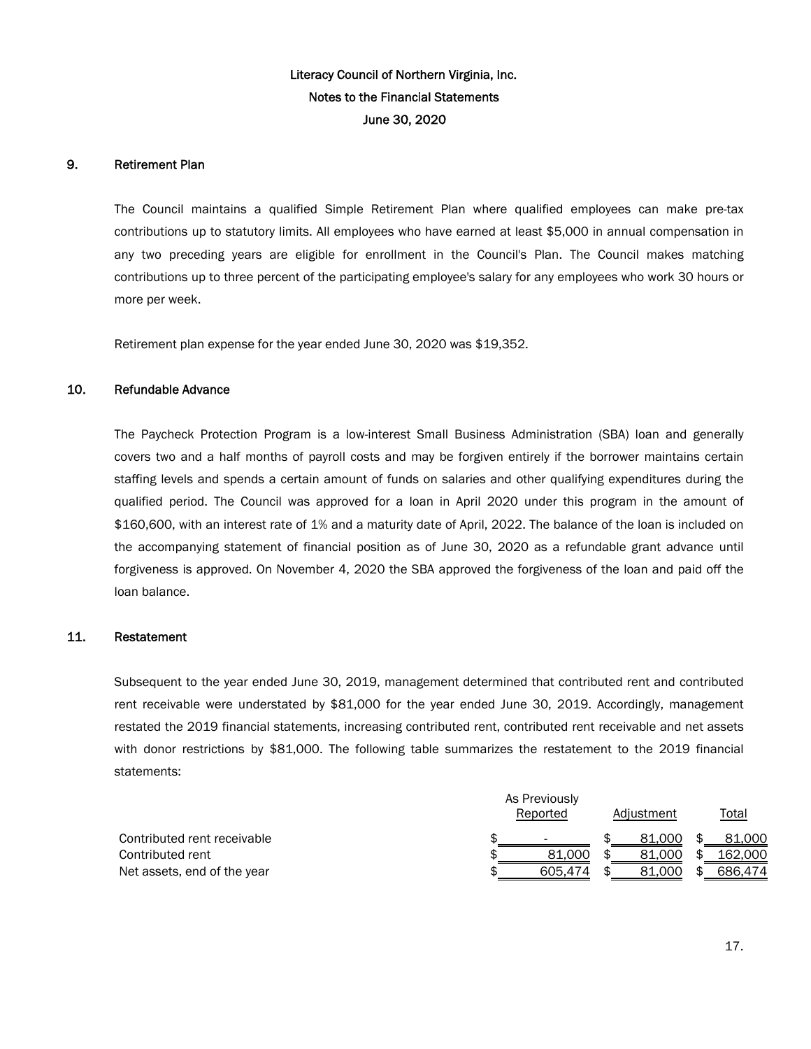Literacy Council of Northern Virginia, Inc.
Notes to the Financial Statements
June 30, 2020

## 9. Retirement Plan

The Council maintains a qualified Simple Retirement Plan where qualified employees can make pre-tax contributions up to statutory limits. All employees who have earned at least $5,000 in annual compensation in any two preceding years are eligible for enrollment in the Council's Plan. The Council makes matching contributions up to three percent of the participating employee's salary for any employees who work 30 hours or more per week.

Retirement plan expense for the year ended June 30, 2020 was $19,352.

## 10. Refundable Advance

The Paycheck Protection Program is a low-interest Small Business Administration (SBA) loan and generally covers two and a half months of payroll costs and may be forgiven entirely if the borrower maintains certain staffing levels and spends a certain amount of funds on salaries and other qualifying expenditures during the qualified period. The Council was approved for a loan in April 2020 under this program in the amount of $160,600, with an interest rate of 1% and a maturity date of April, 2022. The balance of the loan is included on the accompanying statement of financial position as of June 30, 2020 as a refundable grant advance until forgiveness is approved. On November 4, 2020 the SBA approved the forgiveness of the loan and paid off the loan balance.

## 11. Restatement

Subsequent to the year ended June 30, 2019, management determined that contributed rent and contributed rent receivable were understated by $81,000 for the year ended June 30, 2019. Accordingly, management restated the 2019 financial statements, increasing contributed rent, contributed rent receivable and net assets with donor restrictions by $81,000. The following table summarizes the restatement to the 2019 financial statements:

| | As Previously Reported | Adjustment | Total |
|---|---|---|---|
| Contributed rent receivable | $ - | $ 81,000 | $ 81,000 |
| Contributed rent | $ 81,000 | $ 81,000 | $ 162,000 |
| Net assets, end of the year | $ 605,474 | $ 81,000 | $ 686,474 |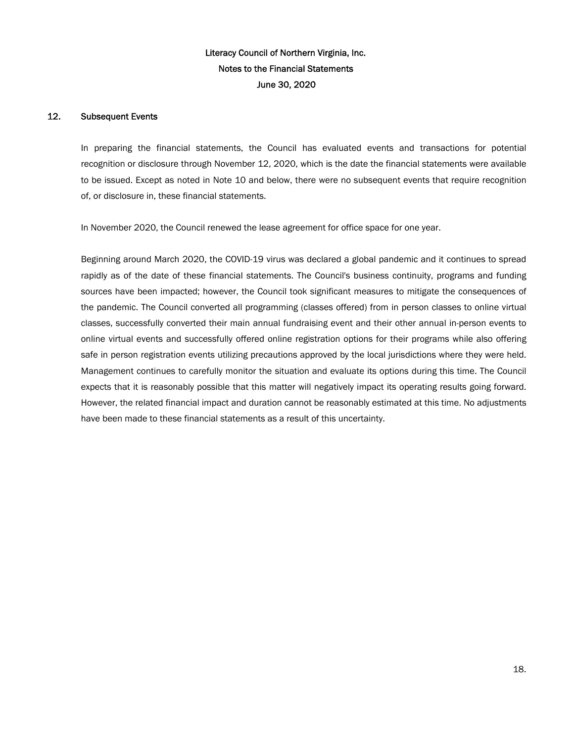Literacy Council of Northern Virginia, Inc.
Notes to the Financial Statements
June 30, 2020

## 12. Subsequent Events

In preparing the financial statements, the Council has evaluated events and transactions for potential recognition or disclosure through November 12, 2020, which is the date the financial statements were available to be issued. Except as noted in Note 10 and below, there were no subsequent events that require recognition of, or disclosure in, these financial statements.

In November 2020, the Council renewed the lease agreement for office space for one year.

Beginning around March 2020, the COVID-19 virus was declared a global pandemic and it continues to spread rapidly as of the date of these financial statements. The Council's business continuity, programs and funding sources have been impacted; however, the Council took significant measures to mitigate the consequences of the pandemic. The Council converted all programming (classes offered) from in person classes to online virtual classes, successfully converted their main annual fundraising event and their other annual in-person events to online virtual events and successfully offered online registration options for their programs while also offering safe in person registration events utilizing precautions approved by the local jurisdictions where they were held. Management continues to carefully monitor the situation and evaluate its options during this time. The Council expects that it is reasonably possible that this matter will negatively impact its operating results going forward. However, the related financial impact and duration cannot be reasonably estimated at this time. No adjustments have been made to these financial statements as a result of this uncertainty.